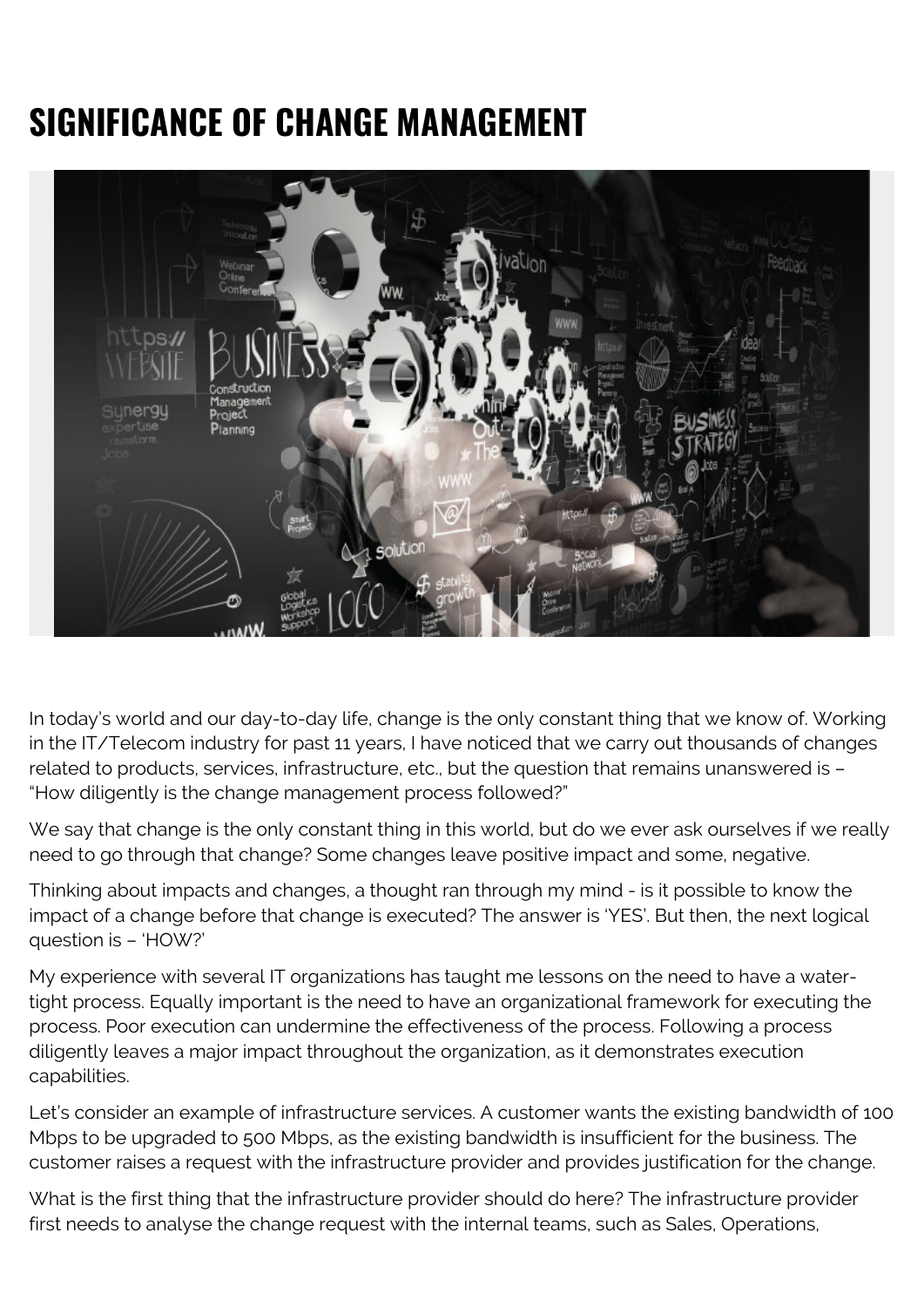# SIGNIFICANCE OF CHANGE MANAGEMENT

In today's world and our day-to-day life, change is the only constant thing that we know of. Working in the IT/Telecom industry for past 11 years, I have noticed that we carry out thousands of changes related to products, services, infrastructure, etc., but the question that remains unanswered is – "How diligently is the change management process followed?"

We say that change is the only constant thing in this world, but do we ever ask ourselves if we really need to go through that change? Some changes leave positive impact and some, negative.

Thinking about impacts and changes, a thought ran through my mind - is it possible to know the impact of a change before that change is executed? The answer is 'YES'. But then, the next logical question is – 'HOW?'

My experience with several IT organizations has taught me lessons on the need to have a water-tight process. Equally important is the need to have an organizational framework for executing the process. Poor execution can undermine the effectiveness of the process. Following a process diligently leaves a major impact throughout the organization, as it demonstrates execution capabilities.

Let's consider an example of infrastructure services. A customer wants the existing bandwidth of 100 Mbps to be upgraded to 500 Mbps, as the existing bandwidth is insufficient for the business. The customer raises a request with the infrastructure provider and provides justification for the change.

What is the first thing that the infrastructure provider should do here? The infrastructure provider first needs to analyse the change request with the internal teams, such as Sales, Operations,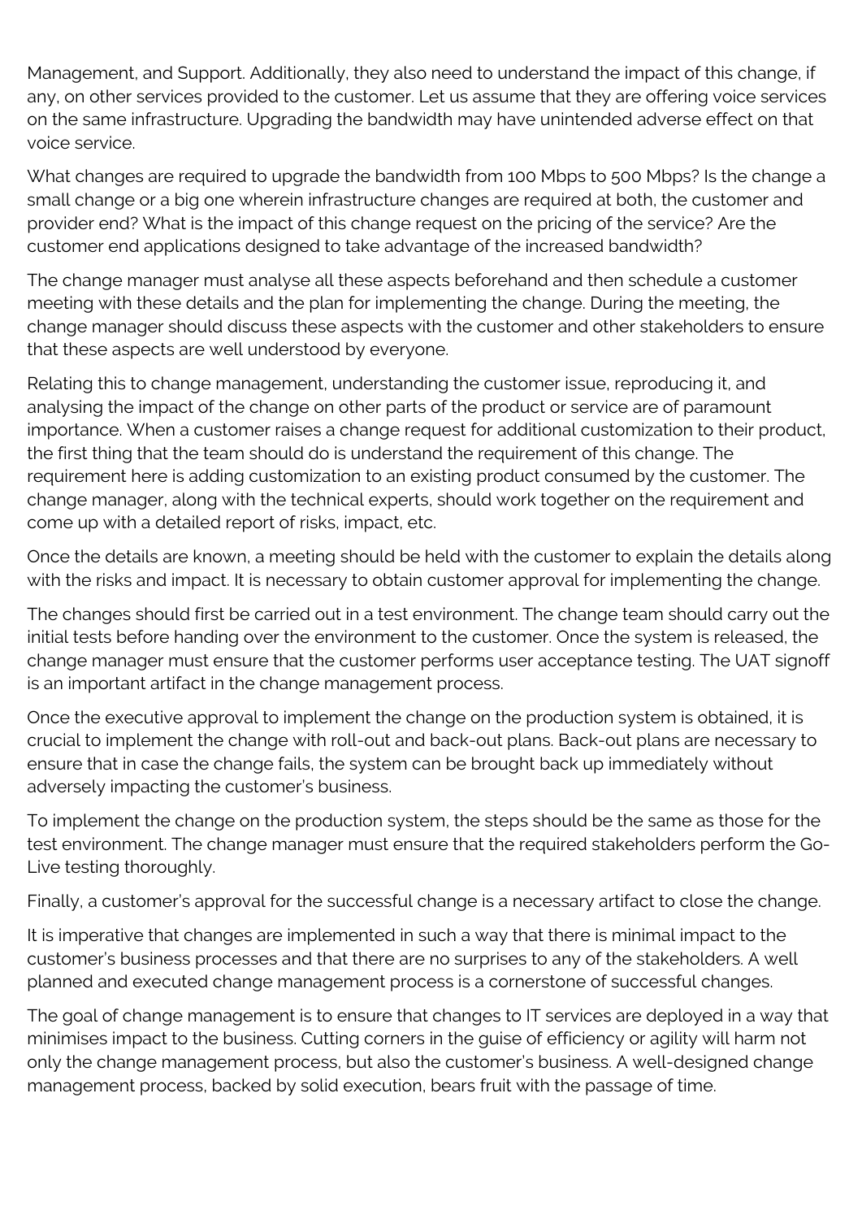Management, and Support. Additionally, they also need to understand the impact of this change, if any, on other services provided to the customer. Let us assume that they are offering voice services on the same infrastructure. Upgrading the bandwidth may have unintended adverse effect on that voice service.

What changes are required to upgrade the bandwidth from 100 Mbps to 500 Mbps? Is the change a small change or a big one wherein infrastructure changes are required at both, the customer and provider end? What is the impact of this change request on the pricing of the service? Are the customer end applications designed to take advantage of the increased bandwidth?

The change manager must analyse all these aspects beforehand and then schedule a customer meeting with these details and the plan for implementing the change. During the meeting, the change manager should discuss these aspects with the customer and other stakeholders to ensure that these aspects are well understood by everyone.

Relating this to change management, understanding the customer issue, reproducing it, and analysing the impact of the change on other parts of the product or service are of paramount importance. When a customer raises a change request for additional customization to their product, the first thing that the team should do is understand the requirement of this change. The requirement here is adding customization to an existing product consumed by the customer. The change manager, along with the technical experts, should work together on the requirement and come up with a detailed report of risks, impact, etc.

Once the details are known, a meeting should be held with the customer to explain the details along with the risks and impact. It is necessary to obtain customer approval for implementing the change.

The changes should first be carried out in a test environment. The change team should carry out the initial tests before handing over the environment to the customer. Once the system is released, the change manager must ensure that the customer performs user acceptance testing. The UAT signoff is an important artifact in the change management process.

Once the executive approval to implement the change on the production system is obtained, it is crucial to implement the change with roll-out and back-out plans. Back-out plans are necessary to ensure that in case the change fails, the system can be brought back up immediately without adversely impacting the customer's business.

To implement the change on the production system, the steps should be the same as those for the test environment. The change manager must ensure that the required stakeholders perform the Go-Live testing thoroughly.

Finally, a customer's approval for the successful change is a necessary artifact to close the change.

It is imperative that changes are implemented in such a way that there is minimal impact to the customer's business processes and that there are no surprises to any of the stakeholders. A well planned and executed change management process is a cornerstone of successful changes.

The goal of change management is to ensure that changes to IT services are deployed in a way that minimises impact to the business. Cutting corners in the guise of efficiency or agility will harm not only the change management process, but also the customer's business. A well-designed change management process, backed by solid execution, bears fruit with the passage of time.